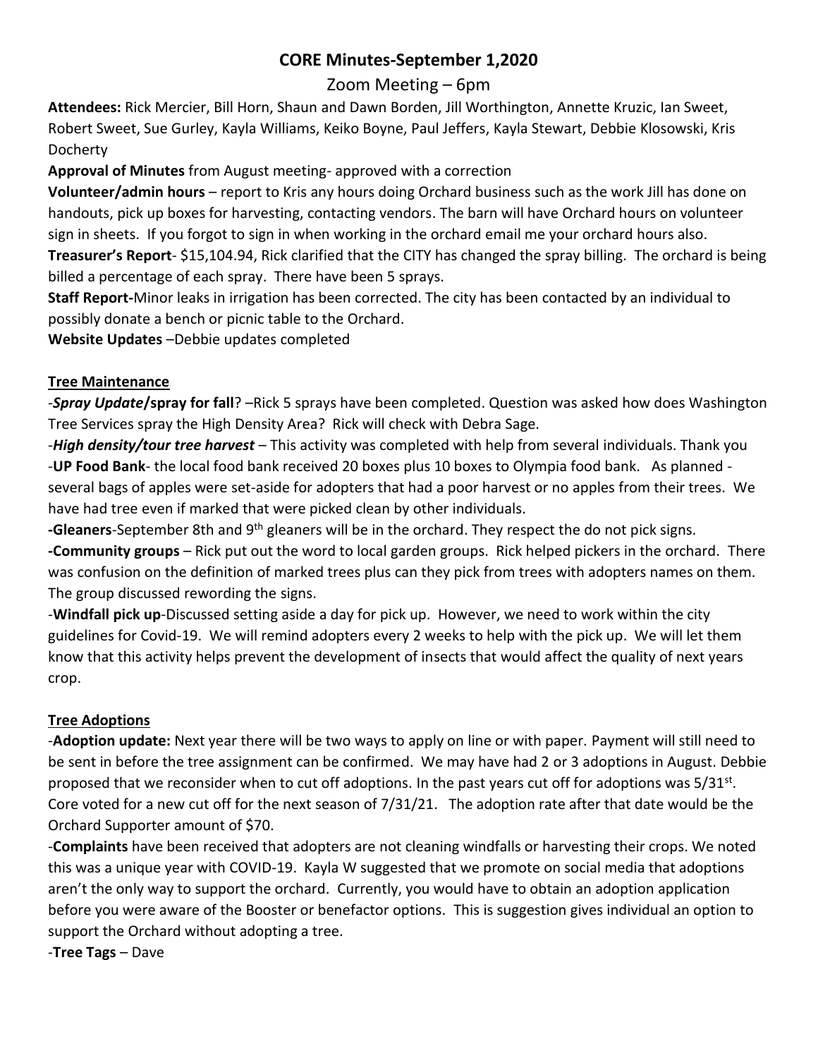# CORE Minutes-September 1,2020

## Zoom Meeting – 6pm

**Attendees:** Rick Mercier, Bill Horn, Shaun and Dawn Borden, Jill Worthington, Annette Kruzic, Ian Sweet, Robert Sweet, Sue Gurley, Kayla Williams, Keiko Boyne, Paul Jeffers, Kayla Stewart, Debbie Klosowski, Kris Docherty

**Approval of Minutes** from August meeting- approved with a correction

**Volunteer/admin hours** – report to Kris any hours doing Orchard business such as the work Jill has done on handouts, pick up boxes for harvesting, contacting vendors. The barn will have Orchard hours on volunteer sign in sheets. If you forgot to sign in when working in the orchard email me your orchard hours also.

**Treasurer's Report**- $15,104.94, Rick clarified that the CITY has changed the spray billing. The orchard is being billed a percentage of each spray. There have been 5 sprays.

**Staff Report-**Minor leaks in irrigation has been corrected. The city has been contacted by an individual to possibly donate a bench or picnic table to the Orchard.

**Website Updates** –Debbie updates completed

**Tree Maintenance**

-***Spray Update*/spray for fall**? –Rick 5 sprays have been completed. Question was asked how does Washington Tree Services spray the High Density Area? Rick will check with Debra Sage.

-***High density/tour tree harvest*** – This activity was completed with help from several individuals. Thank you

-**UP Food Bank**- the local food bank received 20 boxes plus 10 boxes to Olympia food bank. As planned - several bags of apples were set-aside for adopters that had a poor harvest or no apples from their trees. We have had tree even if marked that were picked clean by other individuals.

**-Gleaners**-September 8th and 9th gleaners will be in the orchard. They respect the do not pick signs.

**-Community groups** – Rick put out the word to local garden groups. Rick helped pickers in the orchard. There was confusion on the definition of marked trees plus can they pick from trees with adopters names on them. The group discussed rewording the signs.

-**Windfall pick up**-Discussed setting aside a day for pick up. However, we need to work within the city guidelines for Covid-19. We will remind adopters every 2 weeks to help with the pick up. We will let them know that this activity helps prevent the development of insects that would affect the quality of next years crop.

**Tree Adoptions**

-**Adoption update:** Next year there will be two ways to apply on line or with paper. Payment will still need to be sent in before the tree assignment can be confirmed. We may have had 2 or 3 adoptions in August. Debbie proposed that we reconsider when to cut off adoptions. In the past years cut off for adoptions was 5/31st. Core voted for a new cut off for the next season of 7/31/21. The adoption rate after that date would be the Orchard Supporter amount of $70.

-**Complaints** have been received that adopters are not cleaning windfalls or harvesting their crops. We noted this was a unique year with COVID-19. Kayla W suggested that we promote on social media that adoptions aren't the only way to support the orchard. Currently, you would have to obtain an adoption application before you were aware of the Booster or benefactor options. This is suggestion gives individual an option to support the Orchard without adopting a tree.

-**Tree Tags** – Dave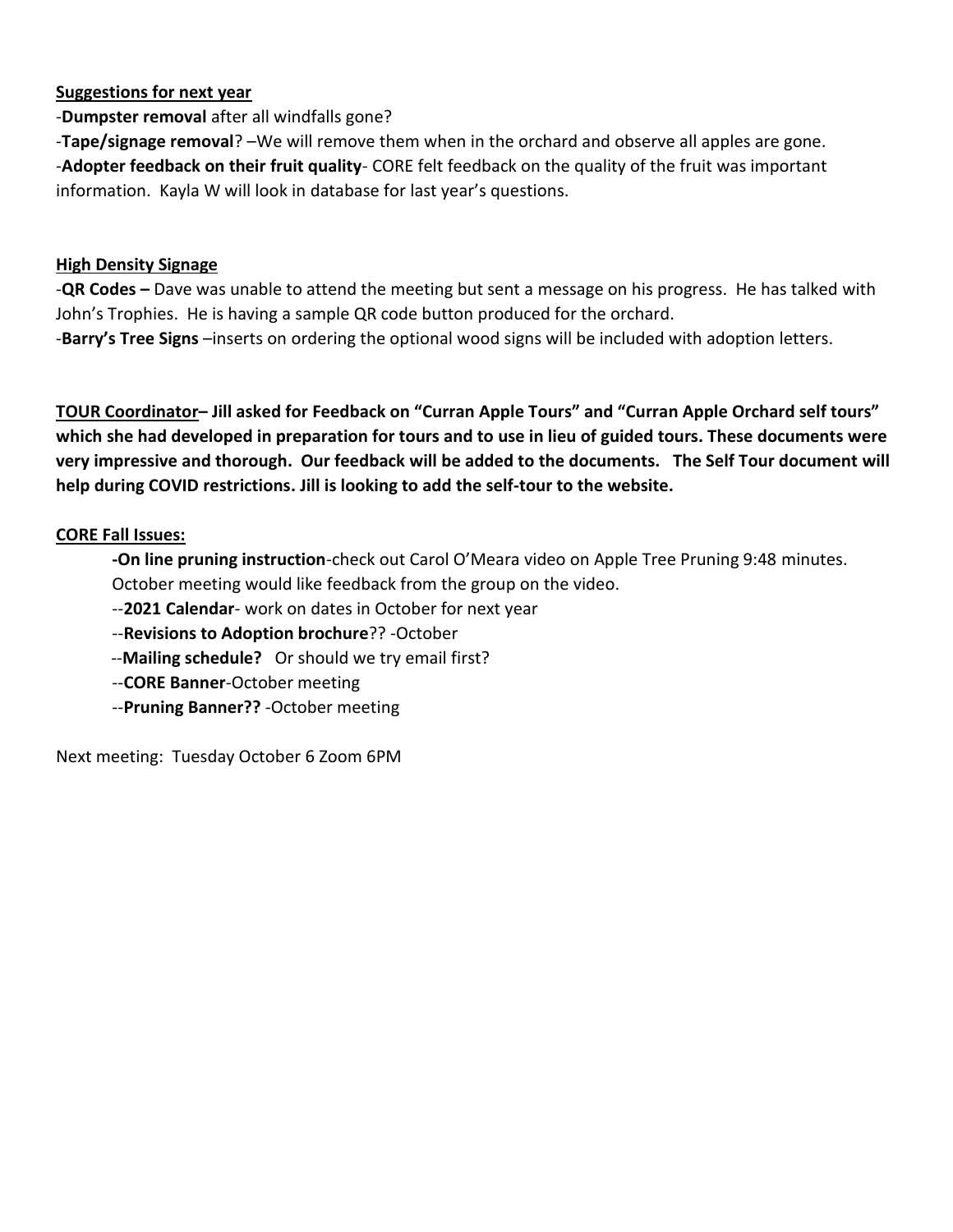**Suggestions for next year**

-**Dumpster removal** after all windfalls gone?

-**Tape/signage removal**? –We will remove them when in the orchard and observe all apples are gone.

-**Adopter feedback on their fruit quality**- CORE felt feedback on the quality of the fruit was important information. Kayla W will look in database for last year's questions.

**High Density Signage**

-**QR Codes –** Dave was unable to attend the meeting but sent a message on his progress. He has talked with John's Trophies. He is having a sample QR code button produced for the orchard.

-**Barry's Tree Signs** –inserts on ordering the optional wood signs will be included with adoption letters.

**TOUR Coordinator– Jill asked for Feedback on "Curran Apple Tours" and "Curran Apple Orchard self tours" which she had developed in preparation for tours and to use in lieu of guided tours. These documents were very impressive and thorough. Our feedback will be added to the documents. The Self Tour document will help during COVID restrictions. Jill is looking to add the self-tour to the website.**

**CORE Fall Issues:**

> **-On line pruning instruction**-check out Carol O'Meara video on Apple Tree Pruning 9:48 minutes. October meeting would like feedback from the group on the video.
>
> --**2021 Calendar**- work on dates in October for next year
>
> --**Revisions to Adoption brochure**?? -October
>
> --**Mailing schedule?** Or should we try email first?
>
> --**CORE Banner**-October meeting
>
> --**Pruning Banner??** -October meeting

Next meeting: Tuesday October 6 Zoom 6PM